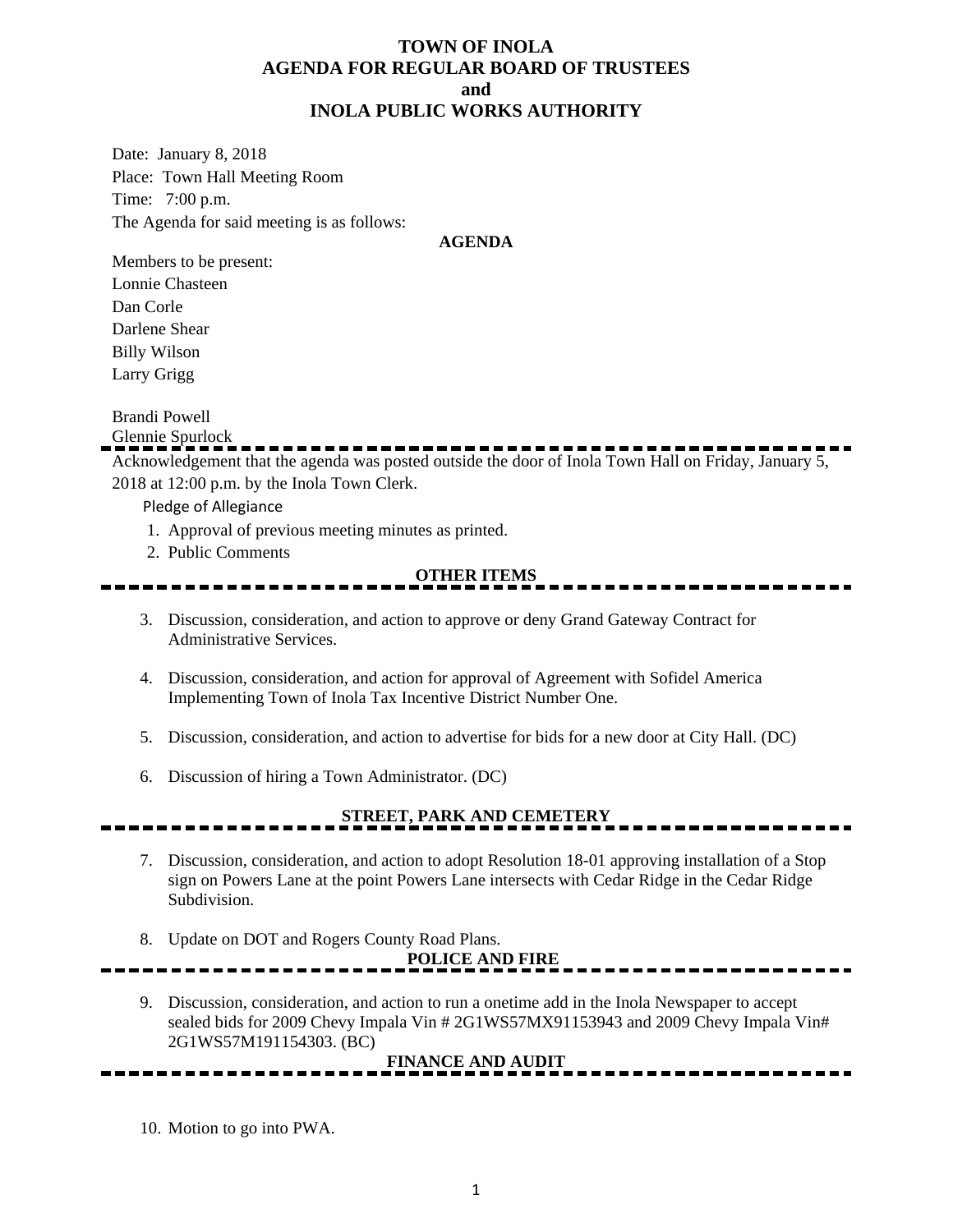# TOWN OF INOLA
# AGENDA FOR REGULAR BOARD OF TRUSTEES
# and
# INOLA PUBLIC WORKS AUTHORITY

Date: January 8, 2018

Place: Town Hall Meeting Room

Time: 7:00 p.m.

The Agenda for said meeting is as follows:

**AGENDA**

Members to be present:

Lonnie Chasteen

Dan Corle

Darlene Shear

Billy Wilson

Larry Grigg

Brandi Powell

Glennie Spurlock

---

Acknowledgement that the agenda was posted outside the door of Inola Town Hall on Friday, January 5, 2018 at 12:00 p.m. by the Inola Town Clerk.

Pledge of Allegiance

1. Approval of previous meeting minutes as printed.
2. Public Comments

**OTHER ITEMS**

---

3. Discussion, consideration, and action to approve or deny Grand Gateway Contract for Administrative Services.

4. Discussion, consideration, and action for approval of Agreement with Sofidel America Implementing Town of Inola Tax Incentive District Number One.

5. Discussion, consideration, and action to advertise for bids for a new door at City Hall. (DC)

6. Discussion of hiring a Town Administrator. (DC)

**STREET, PARK AND CEMETERY**

---

7. Discussion, consideration, and action to adopt Resolution 18-01 approving installation of a Stop sign on Powers Lane at the point Powers Lane intersects with Cedar Ridge in the Cedar Ridge Subdivision.

8. Update on DOT and Rogers County Road Plans.

**POLICE AND FIRE**

---

9. Discussion, consideration, and action to run a onetime add in the Inola Newspaper to accept sealed bids for 2009 Chevy Impala Vin # 2G1WS57MX91153943 and 2009 Chevy Impala Vin# 2G1WS57M191154303. (BC)

**FINANCE AND AUDIT**

---

10. Motion to go into PWA.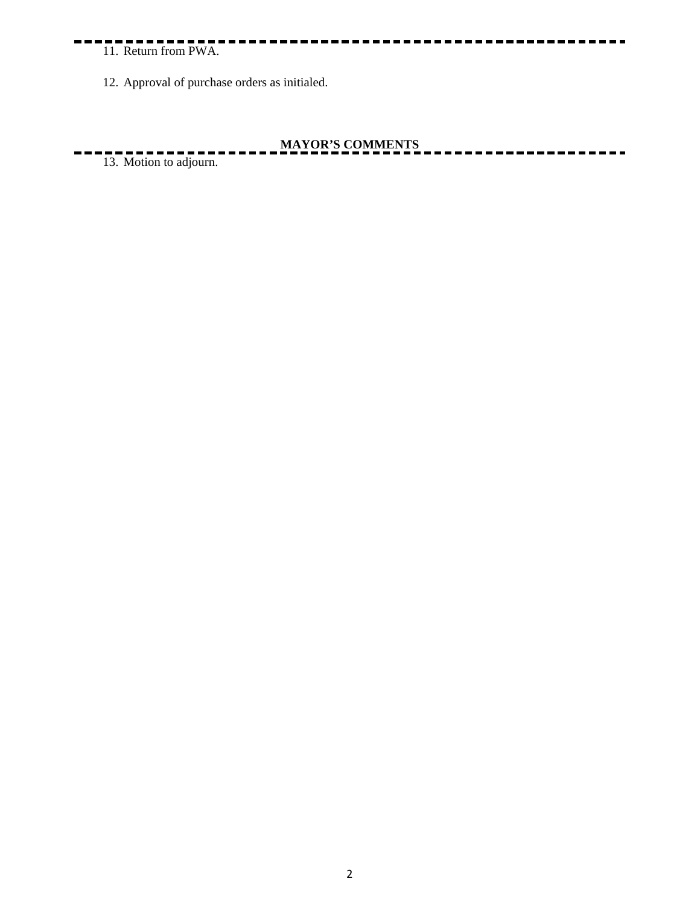11. Return from PWA.

12. Approval of purchase orders as initialed.

**MAYOR'S COMMENTS**

13. Motion to adjourn.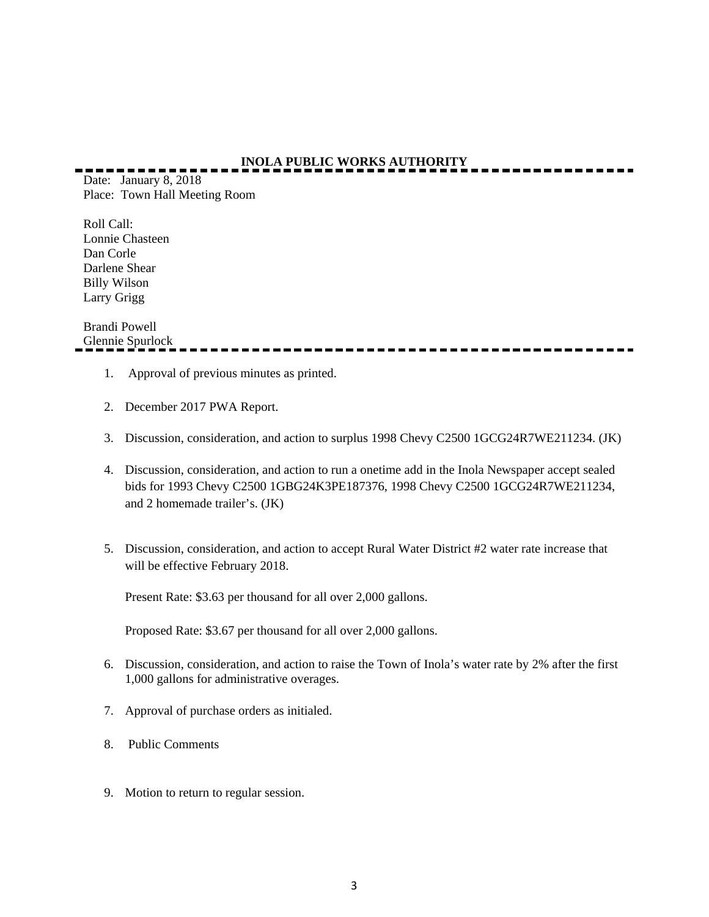**INOLA PUBLIC WORKS AUTHORITY**

Date: January 8, 2018
Place: Town Hall Meeting Room

Roll Call:
Lonnie Chasteen
Dan Corle
Darlene Shear
Billy Wilson
Larry Grigg

Brandi Powell
Glennie Spurlock

1. Approval of previous minutes as printed.

2. December 2017 PWA Report.

3. Discussion, consideration, and action to surplus 1998 Chevy C2500 1GCG24R7WE211234. (JK)

4. Discussion, consideration, and action to run a onetime add in the Inola Newspaper accept sealed bids for 1993 Chevy C2500 1GBG24K3PE187376, 1998 Chevy C2500 1GCG24R7WE211234, and 2 homemade trailer's. (JK)

5. Discussion, consideration, and action to accept Rural Water District #2 water rate increase that will be effective February 2018.

   Present Rate: $3.63 per thousand for all over 2,000 gallons.

   Proposed Rate: $3.67 per thousand for all over 2,000 gallons.

6. Discussion, consideration, and action to raise the Town of Inola's water rate by 2% after the first 1,000 gallons for administrative overages.

7. Approval of purchase orders as initialed.

8. Public Comments

9. Motion to return to regular session.